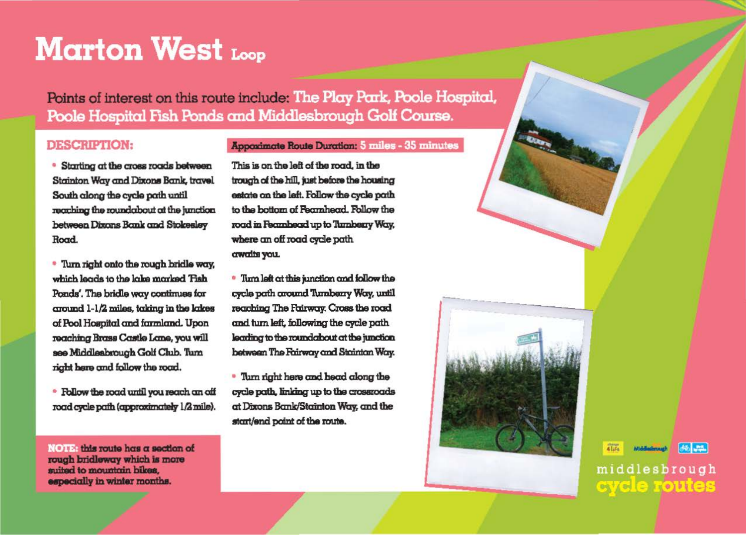# Marton West Loop

Points of interest on this route include: **The Play Park, Poole Hospital, Poole Hospital Fish Ponds and Middlesbrough Golf Course.**

## DESCRIPTION:

- Starting at the cross roads between Stainton Way and Dixons Bank, travel South along the cycle path until reaching the roundabout at the junction between Dixons Bank and Stokesley Road.
- Turn right onto the rough bridle way, which leads to the lake marked 'Fish Ponds'. The bridle way continues for around 1-1/2 miles, taking in the lakes of Pool Hospital and farmland. Upon reaching Brass Castle Lane, you will see Middlesbrough Golf Club. Turn right here and follow the road.
- Follow the road until you reach an off road cycle path (approximately 1/2 mile).

**Approximate Route Duration: 5 miles - 35 minutes**

This is on the left of the road, in the trough of the hill, just before the housing estate on the left. Follow the cycle path to the bottom of Fearnhead. Follow the road in Fearnhead up to Turnberry Way, where an off road cycle path awaits you.

- Turn left at this junction and follow the cycle path around Turnberry Way, until reaching The Fairway. Cross the road and turn left, following the cycle path leading to the roundabout at the junction between The Fairway and Stainton Way.
- Turn right here and head along the cycle path, linking up to the crossroads at Dixons Bank/Stainton Way, and the start/end point of the route.

**NOTE:** this route has a section of rough bridleway which is more suited to mountain bikes, especially in winter months.

middlesbrough cycle routes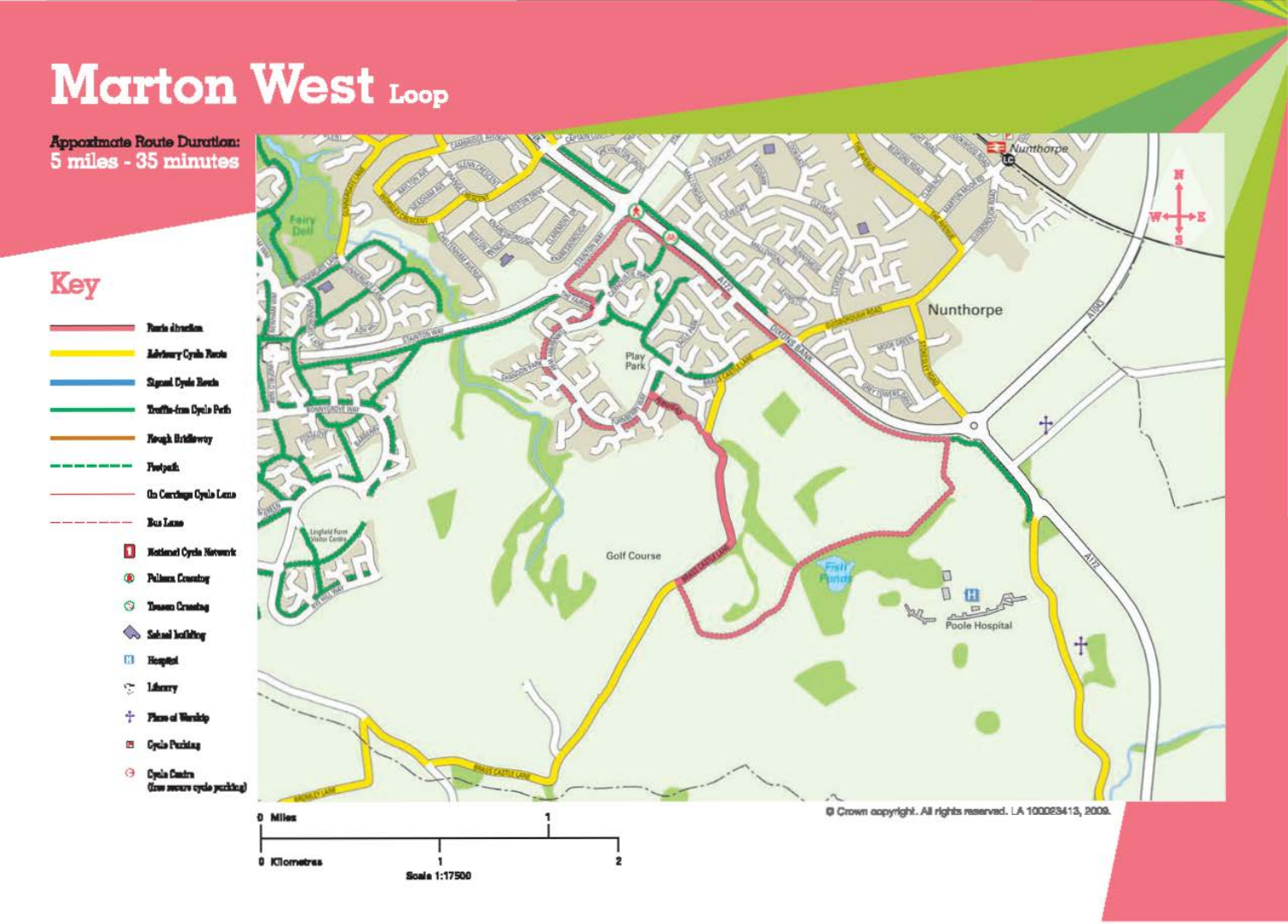# Marton West Loop

**Approximate Route Duration:**
**5 miles - 35 minutes**

## Key

- Route direction
- Advisory Cycle Route
- Signed Cycle Route
- Traffic-free Cycle Path
- Rough Bridleway
- Footpath
- On Carriage Cycle Lane
- Bus Lane
- National Cycle Network
- Pelican Crossing
- Toucan Crossing
- School building
- Hospital
- Library
- Place of Worship
- Cycle Parking
- Cycle Centre (free secure cycle parking)

Nunthorpe

Fairy Dell

Play Park

Golf Course

Fish Ponds

Poole Hospital

Lingfield Farm Visitor Centre

0 Miles 1

0 Kilometres 1 2

Scale 1:17500

© Crown copyright. All rights reserved. LA 100023413, 2009.